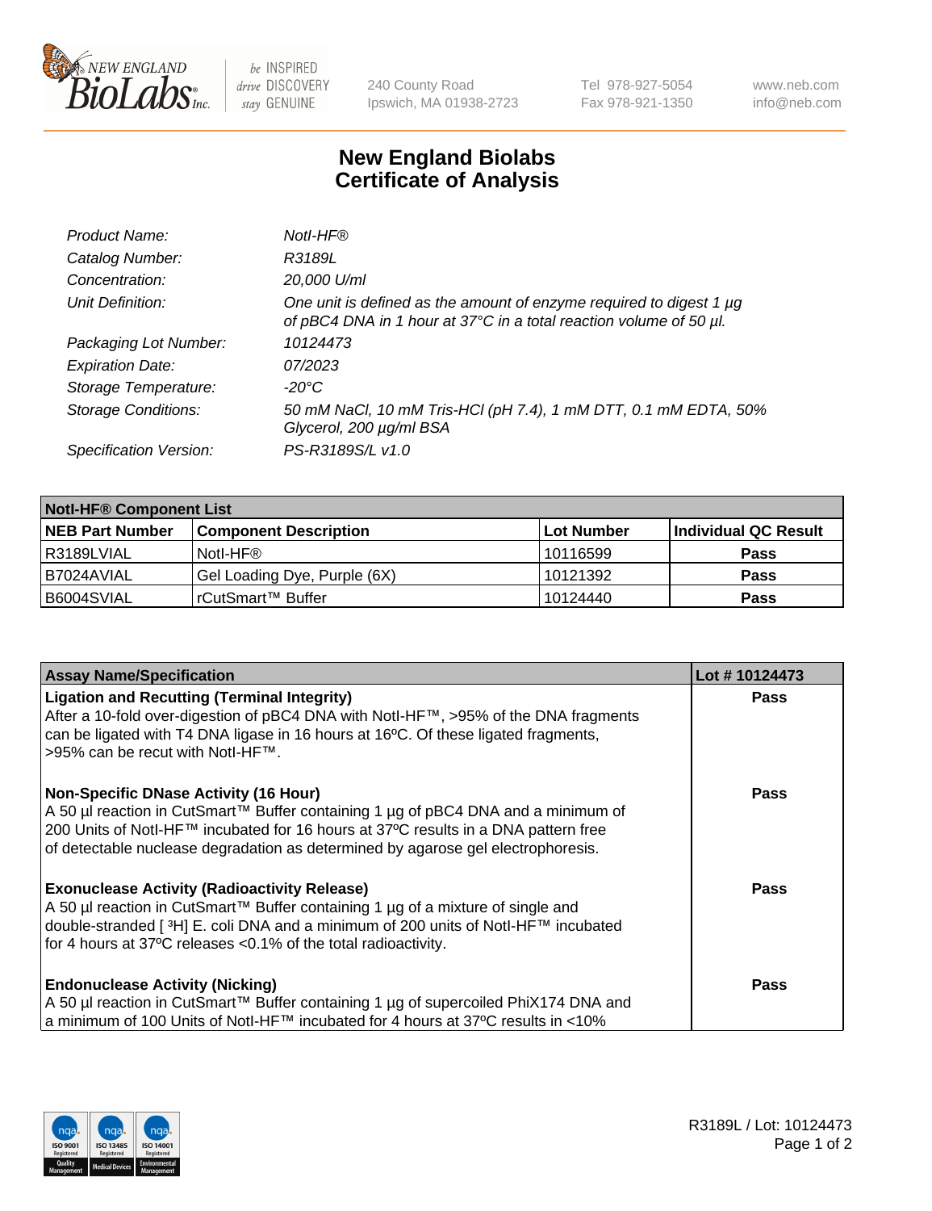be INSPIRED
drive DISCOVERY
stay GENUINE

240 County Road
Ipswich, MA 01938-2723

Tel 978-927-5054
Fax 978-921-1350

www.neb.com
info@neb.com

# New England Biolabs
# Certificate of Analysis

| | |
|---|---|
| *Product Name:* | *NotI-HF®* |
| *Catalog Number:* | *R3189L* |
| *Concentration:* | *20,000 U/ml* |
| *Unit Definition:* | *One unit is defined as the amount of enzyme required to digest 1 µg of pBC4 DNA in 1 hour at 37°C in a total reaction volume of 50 µl.* |
| *Packaging Lot Number:* | *10124473* |
| *Expiration Date:* | *07/2023* |
| *Storage Temperature:* | *-20°C* |
| *Storage Conditions:* | *50 mM NaCl, 10 mM Tris-HCl (pH 7.4), 1 mM DTT, 0.1 mM EDTA, 50% Glycerol, 200 µg/ml BSA* |
| *Specification Version:* | *PS-R3189S/L v1.0* |

| NotI-HF® Component List | | | |
|---|---|---|---|
| **NEB Part Number** | **Component Description** | **Lot Number** | **Individual QC Result** |
| R3189LVIAL | NotI-HF® | 10116599 | **Pass** |
| B7024AVIAL | Gel Loading Dye, Purple (6X) | 10121392 | **Pass** |
| B6004SVIAL | rCutSmart™ Buffer | 10124440 | **Pass** |

| Assay Name/Specification | Lot # 10124473 |
|---|---|
| **Ligation and Recutting (Terminal Integrity)**<br>After a 10-fold over-digestion of pBC4 DNA with NotI-HF™, >95% of the DNA fragments can be ligated with T4 DNA ligase in 16 hours at 16ºC. Of these ligated fragments, >95% can be recut with NotI-HF™. | **Pass** |
| **Non-Specific DNase Activity (16 Hour)**<br>A 50 µl reaction in CutSmart™ Buffer containing 1 µg of pBC4 DNA and a minimum of 200 Units of NotI-HF™ incubated for 16 hours at 37ºC results in a DNA pattern free of detectable nuclease degradation as determined by agarose gel electrophoresis. | **Pass** |
| **Exonuclease Activity (Radioactivity Release)**<br>A 50 µl reaction in CutSmart™ Buffer containing 1 µg of a mixture of single and double-stranded [ $^3$H] E. coli DNA and a minimum of 200 units of NotI-HF™ incubated for 4 hours at 37ºC releases <0.1% of the total radioactivity. | **Pass** |
| **Endonuclease Activity (Nicking)**<br>A 50 µl reaction in CutSmart™ Buffer containing 1 µg of supercoiled PhiX174 DNA and a minimum of 100 Units of NotI-HF™ incubated for 4 hours at 37ºC results in <10% | **Pass** |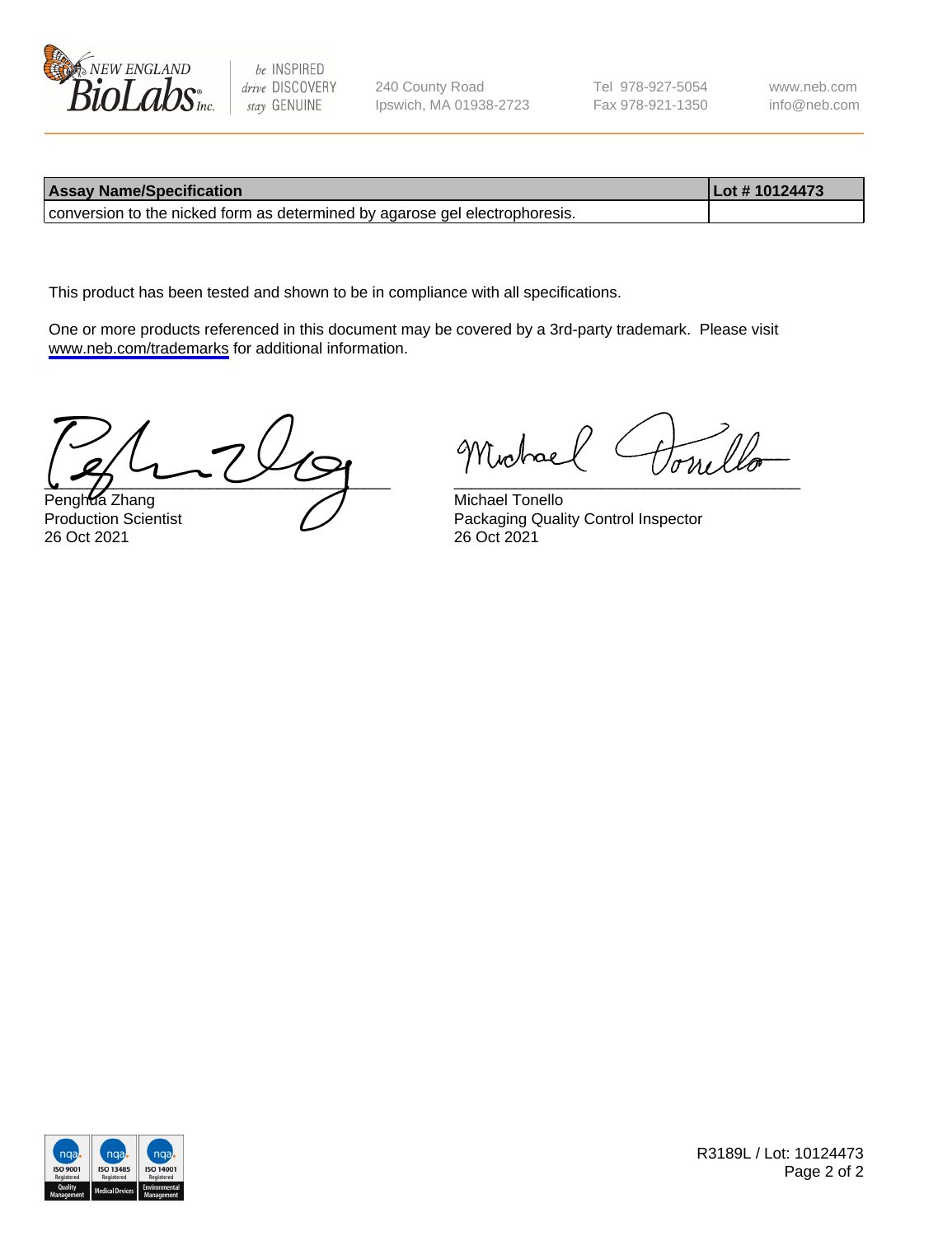| Assay Name/Specification | Lot # 10124473 |
| --- | --- |
| conversion to the nicked form as determined by agarose gel electrophoresis. | |

This product has been tested and shown to be in compliance with all specifications.

One or more products referenced in this document may be covered by a 3rd-party trademark. Please visit www.neb.com/trademarks for additional information.

Penghua Zhang
Production Scientist
26 Oct 2021

Michael Tonello
Packaging Quality Control Inspector
26 Oct 2021

R3189L / Lot: 10124473